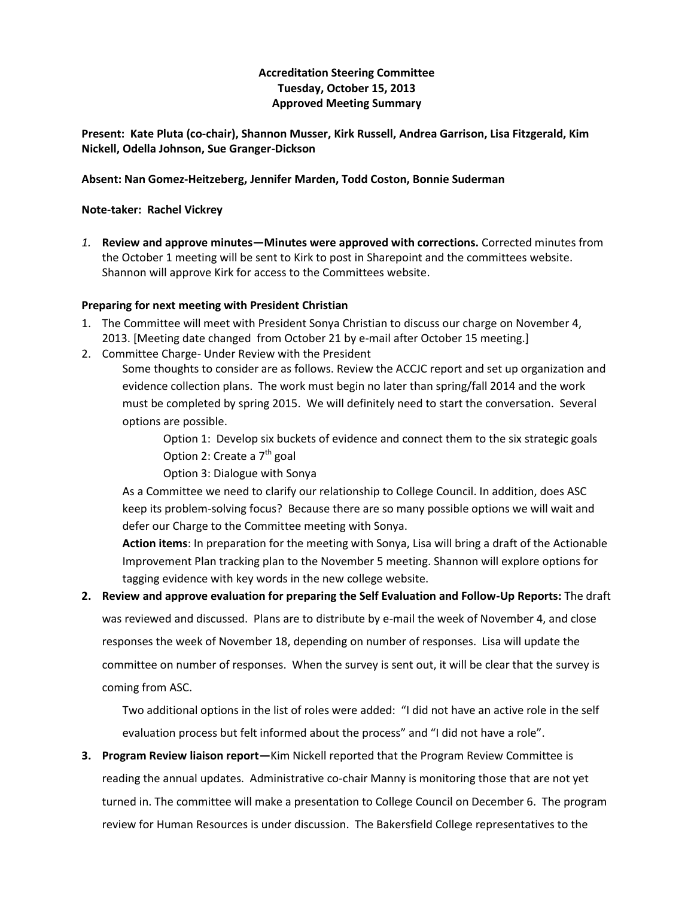**Accreditation Steering Committee**
**Tuesday, October 15, 2013**
**Approved Meeting Summary**

**Present: Kate Pluta (co-chair), Shannon Musser, Kirk Russell, Andrea Garrison, Lisa Fitzgerald, Kim Nickell, Odella Johnson, Sue Granger-Dickson**

**Absent: Nan Gomez-Heitzeberg, Jennifer Marden, Todd Coston, Bonnie Suderman**

**Note-taker: Rachel Vickrey**

1. **Review and approve minutes—Minutes were approved with corrections.** Corrected minutes from the October 1 meeting will be sent to Kirk to post in Sharepoint and the committees website. Shannon will approve Kirk for access to the Committees website.

**Preparing for next meeting with President Christian**

1. The Committee will meet with President Sonya Christian to discuss our charge on November 4, 2013. [Meeting date changed from October 21 by e-mail after October 15 meeting.]
2. Committee Charge- Under Review with the President

   Some thoughts to consider are as follows. Review the ACCJC report and set up organization and evidence collection plans. The work must begin no later than spring/fall 2014 and the work must be completed by spring 2015. We will definitely need to start the conversation. Several options are possible.

   Option 1: Develop six buckets of evidence and connect them to the six strategic goals

   Option 2: Create a 7th goal

   Option 3: Dialogue with Sonya

   As a Committee we need to clarify our relationship to College Council. In addition, does ASC keep its problem-solving focus? Because there are so many possible options we will wait and defer our Charge to the Committee meeting with Sonya.

   **Action items**: In preparation for the meeting with Sonya, Lisa will bring a draft of the Actionable Improvement Plan tracking plan to the November 5 meeting. Shannon will explore options for tagging evidence with key words in the new college website.

2. **Review and approve evaluation for preparing the Self Evaluation and Follow-Up Reports:** The draft was reviewed and discussed. Plans are to distribute by e-mail the week of November 4, and close responses the week of November 18, depending on number of responses. Lisa will update the committee on number of responses. When the survey is sent out, it will be clear that the survey is coming from ASC.

   Two additional options in the list of roles were added: "I did not have an active role in the self evaluation process but felt informed about the process" and "I did not have a role".

3. **Program Review liaison report—**Kim Nickell reported that the Program Review Committee is reading the annual updates. Administrative co-chair Manny is monitoring those that are not yet turned in. The committee will make a presentation to College Council on December 6. The program review for Human Resources is under discussion. The Bakersfield College representatives to the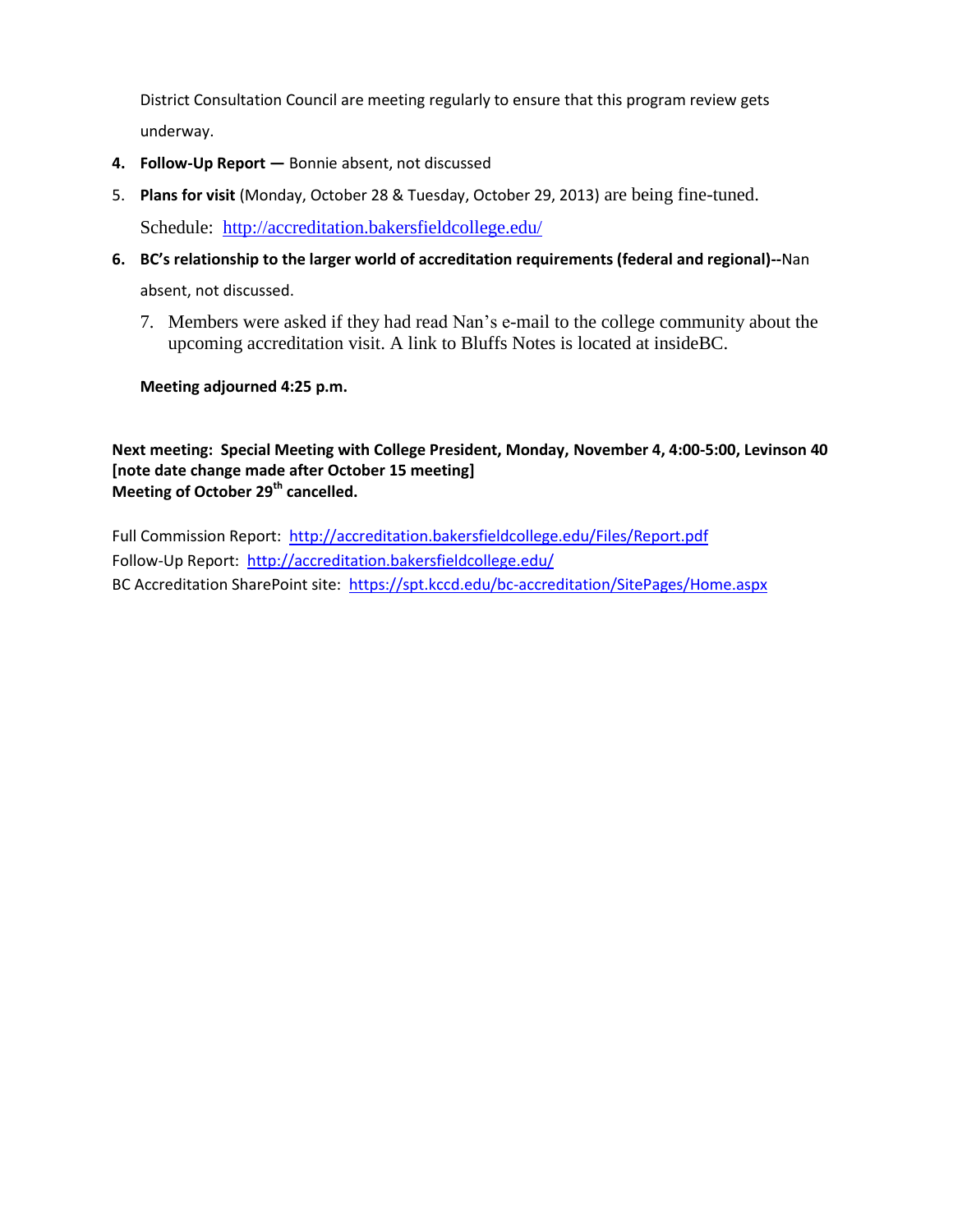District Consultation Council are meeting regularly to ensure that this program review gets underway.

4. **Follow-Up Report —** Bonnie absent, not discussed
5. **Plans for visit** (Monday, October 28 & Tuesday, October 29, 2013) are being fine-tuned.

   Schedule: http://accreditation.bakersfieldcollege.edu/
6. **BC's relationship to the larger world of accreditation requirements (federal and regional)--**Nan absent, not discussed.
7. Members were asked if they had read Nan's e-mail to the college community about the upcoming accreditation visit. A link to Bluffs Notes is located at insideBC.

**Meeting adjourned 4:25 p.m.**

**Next meeting: Special Meeting with College President, Monday, November 4, 4:00-5:00, Levinson 40**
**[note date change made after October 15 meeting]**
**Meeting of October 29th cancelled.**

Full Commission Report: http://accreditation.bakersfieldcollege.edu/Files/Report.pdf
Follow-Up Report: http://accreditation.bakersfieldcollege.edu/
BC Accreditation SharePoint site: https://spt.kccd.edu/bc-accreditation/SitePages/Home.aspx